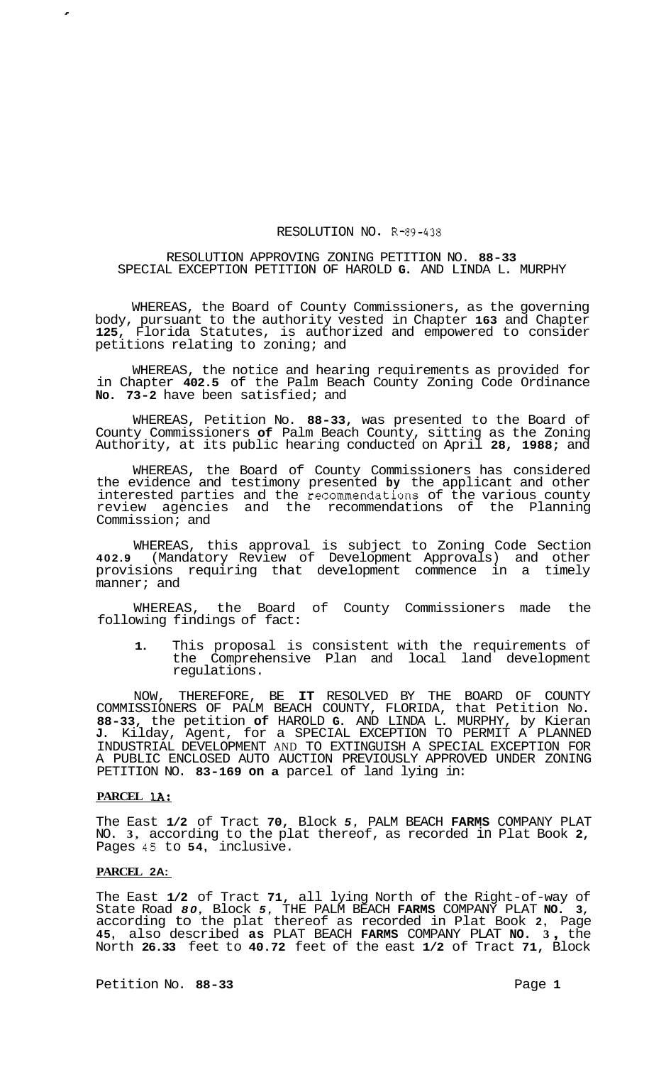RESOLUTION NO. R-89-438

RESOLUTION APPROVING ZONING PETITION NO. 88-33
SPECIAL EXCEPTION PETITION OF HAROLD G. AND LINDA L. MURPHY

WHEREAS, the Board of County Commissioners, as the governing body, pursuant to the authority vested in Chapter 163 and Chapter 125, Florida Statutes, is authorized and empowered to consider petitions relating to zoning; and

WHEREAS, the notice and hearing requirements as provided for in Chapter 402.5 of the Palm Beach County Zoning Code Ordinance No. 73-2 have been satisfied; and

WHEREAS, Petition No. 88-33, was presented to the Board of County Commissioners of Palm Beach County, sitting as the Zoning Authority, at its public hearing conducted on April 28, 1988; and

WHEREAS, the Board of County Commissioners has considered the evidence and testimony presented by the applicant and other interested parties and the recommendations of the various county review agencies and the recommendations of the Planning Commission; and

WHEREAS, this approval is subject to Zoning Code Section 402.9 (Mandatory Review of Development Approvals) and other provisions requiring that development commence in a timely manner; and

WHEREAS, the Board of County Commissioners made the following findings of fact:

1. This proposal is consistent with the requirements of the Comprehensive Plan and local land development regulations.

NOW, THEREFORE, BE IT RESOLVED BY THE BOARD OF COUNTY COMMISSIONERS OF PALM BEACH COUNTY, FLORIDA, that Petition No. 88-33, the petition of HAROLD G. AND LINDA L. MURPHY, by Kieran J. Kilday, Agent, for a SPECIAL EXCEPTION TO PERMIT A PLANNED INDUSTRIAL DEVELOPMENT AND TO EXTINGUISH A SPECIAL EXCEPTION FOR A PUBLIC ENCLOSED AUTO AUCTION PREVIOUSLY APPROVED UNDER ZONING PETITION NO. 83-169 on a parcel of land lying in:

**PARCEL 1A:**

The East 1/2 of Tract 70, Block 5, PALM BEACH FARMS COMPANY PLAT NO. 3, according to the plat thereof, as recorded in Plat Book 2, Pages 45 to 54, inclusive.

**PARCEL 2A:**

The East 1/2 of Tract 71, all lying North of the Right-of-way of State Road 80, Block 5, THE PALM BEACH FARMS COMPANY PLAT NO. 3, according to the plat thereof as recorded in Plat Book 2, Page 45, also described as PLAT BEACH FARMS COMPANY PLAT NO. 3, the North 26.33 feet to 40.72 feet of the east 1/2 of Tract 71, Block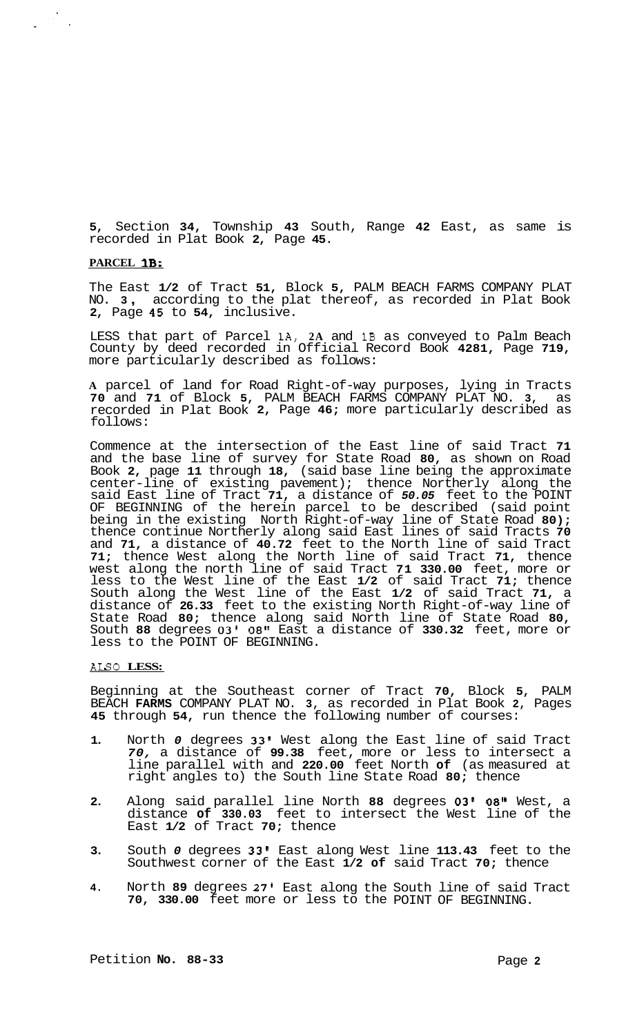5, Section 34, Township 43 South, Range 42 East, as same is recorded in Plat Book 2, Page 45.

**PARCEL 1B:**

The East 1/2 of Tract 51, Block 5, PALM BEACH FARMS COMPANY PLAT NO. 3, according to the plat thereof, as recorded in Plat Book 2, Page 45 to 54, inclusive.

LESS that part of Parcel 1A, 2A and 1B as conveyed to Palm Beach County by deed recorded in Official Record Book 4281, Page 719, more particularly described as follows:

A parcel of land for Road Right-of-way purposes, lying in Tracts 70 and 71 of Block 5, PALM BEACH FARMS COMPANY PLAT NO. 3, as recorded in Plat Book 2, Page 46; more particularly described as follows:

Commence at the intersection of the East line of said Tract 71 and the base line of survey for State Road 80, as shown on Road Book 2, page 11 through 18, (said base line being the approximate center-line of existing pavement); thence Northerly along the said East line of Tract 71, a distance of 50.05 feet to the POINT OF BEGINNING of the herein parcel to be described (said point being in the existing North Right-of-way line of State Road 80); thence continue Northerly along said East lines of said Tracts 70 and 71, a distance of 40.72 feet to the North line of said Tract 71; thence West along the North line of said Tract 71, thence west along the north line of said Tract 71 330.00 feet, more or less to the West line of the East 1/2 of said Tract 71; thence South along the West line of the East 1/2 of said Tract 71, a distance of 26.33 feet to the existing North Right-of-way line of State Road 80; thence along said North line of State Road 80, South 88 degrees 03' 08" East a distance of 330.32 feet, more or less to the POINT OF BEGINNING.

**ALSO LESS:**

Beginning at the Southeast corner of Tract 70, Block 5, PALM BEACH FARMS COMPANY PLAT NO. 3, as recorded in Plat Book 2, Pages 45 through 54, run thence the following number of courses:

1. North 0 degrees 33' West along the East line of said Tract 70, a distance of 99.38 feet, more or less to intersect a line parallel with and 220.00 feet North of (as measured at right angles to) the South line State Road 80; thence
2. Along said parallel line North 88 degrees 03' 08" West, a distance of 330.03 feet to intersect the West line of the East 1/2 of Tract 70; thence
3. South 0 degrees 33' East along West line 113.43 feet to the Southwest corner of the East 1/2 of said Tract 70; thence
4. North 89 degrees 27' East along the South line of said Tract 70, 330.00 feet more or less to the POINT OF BEGINNING.

Petition No. 88-33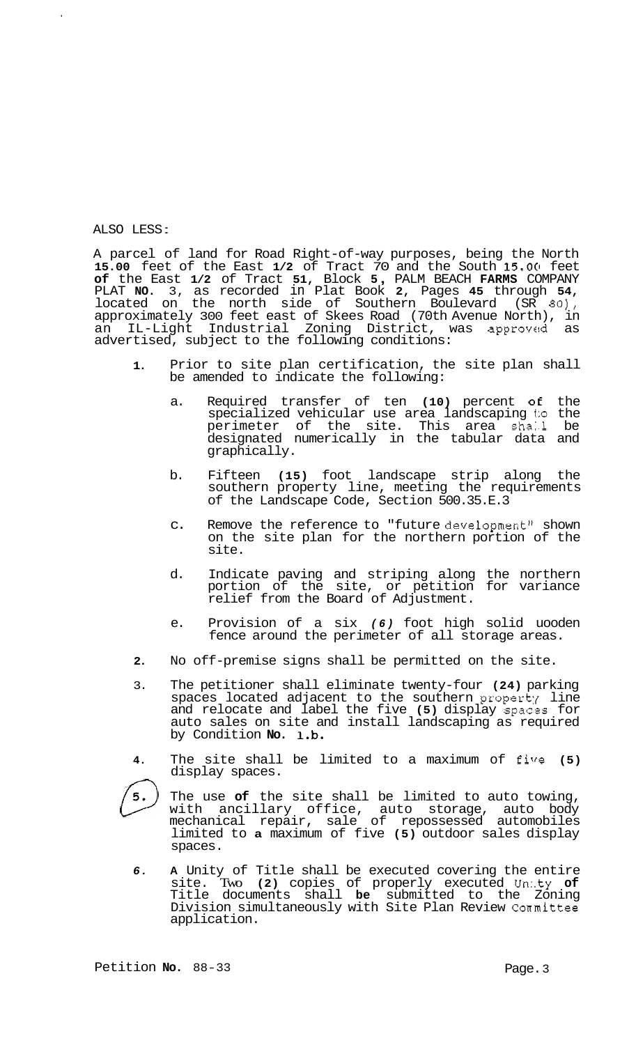ALSO LESS:

A parcel of land for Road Right-of-way purposes, being the North **15.00** feet of the East **1/2** of Tract 70 and the South **15.00** feet **of** the East **1/2** of Tract **51**, Block **5**, PALM BEACH **FARMS** COMPANY PLAT **NO**. 3, as recorded in Plat Book **2**, Pages **45** through **54**, located on the north side of Southern Boulevard (SR 80), approximately 300 feet east of Skees Road (70th Avenue North), in an IL-Light Industrial Zoning District, was approved as advertised, subject to the following conditions:

1. Prior to site plan certification, the site plan shall be amended to indicate the following:

   a. Required transfer of ten **(10)** percent of the specialized vehicular use area landscaping to the perimeter of the site. This area shall be designated numerically in the tabular data and graphically.

   b. Fifteen **(15)** foot landscape strip along the southern property line, meeting the requirements of the Landscape Code, Section 500.35.E.3

   c. Remove the reference to "future development" shown on the site plan for the northern portion of the site.

   d. Indicate paving and striping along the northern portion of the site, or petition for variance relief from the Board of Adjustment.

   e. Provision of a six *(6)* foot high solid uooden fence around the perimeter of all storage areas.

2. No off-premise signs shall be permitted on the site.

3. The petitioner shall eliminate twenty-four **(24)** parking spaces located adjacent to the southern property line and relocate and label the five **(5)** display spaces for auto sales on site and install landscaping as required by Condition **No. 1.b.**

4. The site shall be limited to a maximum of five **(5)** display spaces.

5. The use **of** the site shall be limited to auto towing, with ancillary office, auto storage, auto body mechanical repair, sale of repossessed automobiles limited to **a** maximum of five **(5)** outdoor sales display spaces.

6. **A** Unity of Title shall be executed covering the entire site. Two **(2)** copies of properly executed Unity **of** Title documents shall **be** submitted to the Zoning Division simultaneously with Site Plan Review Committee application.

Petition **No.** 88-33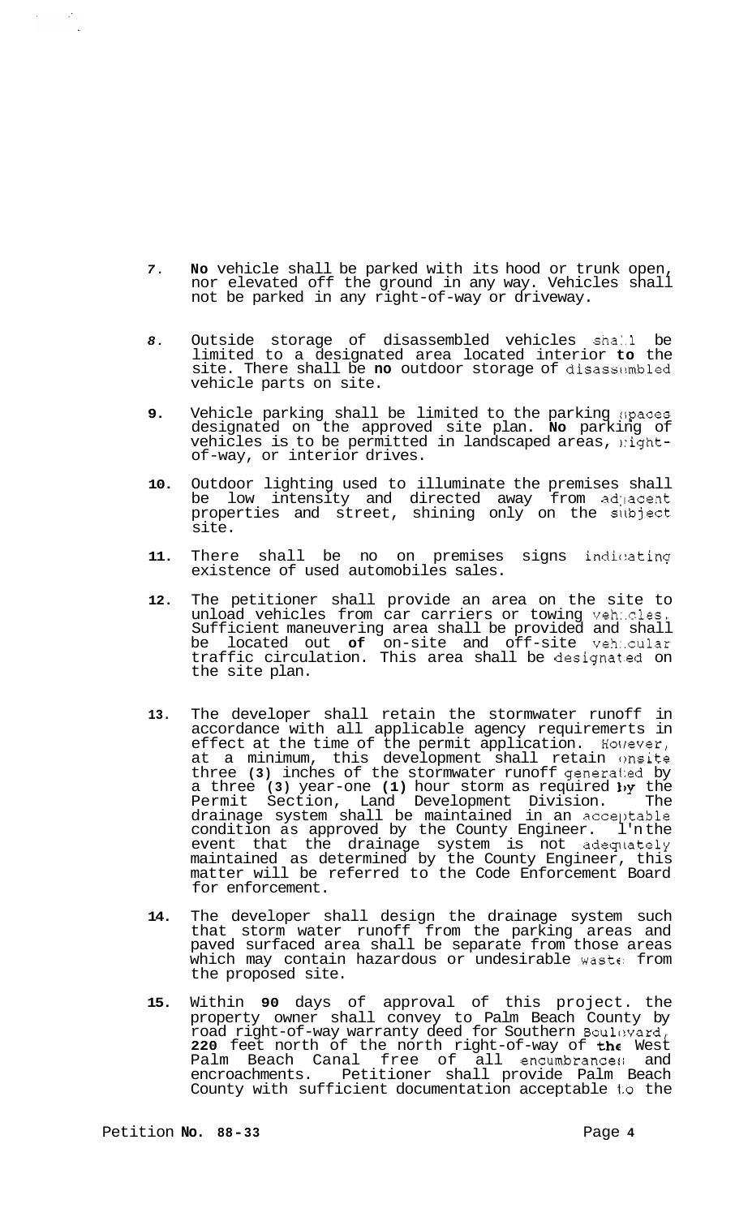7. No vehicle shall be parked with its hood or trunk open, nor elevated off the ground in any way. Vehicles shall not be parked in any right-of-way or driveway.

8. Outside storage of disassembled vehicles shall be limited to a designated area located interior to the site. There shall be no outdoor storage of disassembled vehicle parts on site.

9. Vehicle parking shall be limited to the parking spaces designated on the approved site plan. No parking of vehicles is to be permitted in landscaped areas, right-of-way, or interior drives.

10. Outdoor lighting used to illuminate the premises shall be low intensity and directed away from adjacent properties and street, shining only on the subject site.

11. There shall be no on premises signs indicating existence of used automobiles sales.

12. The petitioner shall provide an area on the site to unload vehicles from car carriers or towing vehicles. Sufficient maneuvering area shall be provided and shall be located out of on-site and off-site vehicular traffic circulation. This area shall be designated on the site plan.

13. The developer shall retain the stormwater runoff in accordance with all applicable agency requirements in effect at the time of the permit application. However, at a minimum, this development shall retain onsite three (3) inches of the stormwater runoff generated by a three (3) year-one (1) hour storm as required by the Permit Section, Land Development Division. The drainage system shall be maintained in an acceptable condition as approved by the County Engineer. In the event that the drainage system is not adequately maintained as determined by the County Engineer, this matter will be referred to the Code Enforcement Board for enforcement.

14. The developer shall design the drainage system such that storm water runoff from the parking areas and paved surfaced area shall be separate from those areas which may contain hazardous or undesirable waste from the proposed site.

15. Within 90 days of approval of this project. the property owner shall convey to Palm Beach County by road right-of-way warranty deed for Southern Boulevard, 220 feet north of the north right-of-way of the West Palm Beach Canal free of all encumbrances and encroachments. Petitioner shall provide Palm Beach County with sufficient documentation acceptable to the

Petition No. 88-33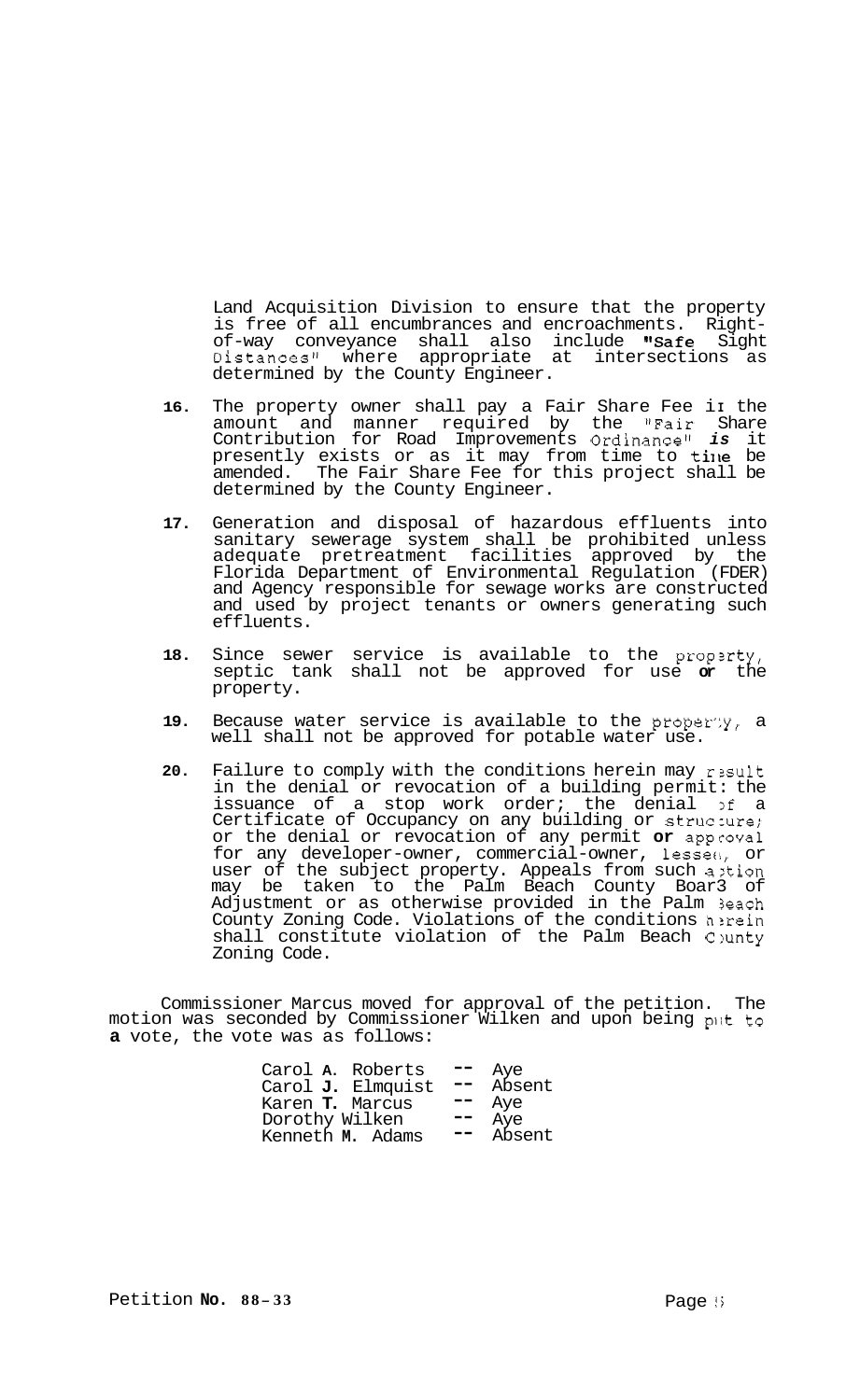Land Acquisition Division to ensure that the property is free of all encumbrances and encroachments. Right-of-way conveyance shall also include "Safe Sight Distances" where appropriate at intersections as determined by the County Engineer.

16. The property owner shall pay a Fair Share Fee in the amount and manner required by the "Fair Share Contribution for Road Improvements Ordinance" as it presently exists or as it may from time to time be amended. The Fair Share Fee for this project shall be determined by the County Engineer.

17. Generation and disposal of hazardous effluents into sanitary sewerage system shall be prohibited unless adequate pretreatment facilities approved by the Florida Department of Environmental Regulation (FDER) and Agency responsible for sewage works are constructed and used by project tenants or owners generating such effluents.

18. Since sewer service is available to the property, septic tank shall not be approved for use on the property.

19. Because water service is available to the property, a well shall not be approved for potable water use.

20. Failure to comply with the conditions herein may result in the denial or revocation of a building permit: the issuance of a stop work order; the denial of a Certificate of Occupancy on any building or structure; or the denial or revocation of any permit or approval for any developer-owner, commercial-owner, lessee, or user of the subject property. Appeals from such action may be taken to the Palm Beach County Board of Adjustment or as otherwise provided in the Palm Beach County Zoning Code. Violations of the conditions herein shall constitute violation of the Palm Beach County Zoning Code.

Commissioner Marcus moved for approval of the petition. The motion was seconded by Commissioner Wilken and upon being put to a vote, the vote was as follows:

| | | |
|---|---|---|
| Carol A. Roberts | -- | Aye |
| Carol J. Elmquist | -- | Absent |
| Karen T. Marcus | -- | Aye |
| Dorothy Wilken | -- | Aye |
| Kenneth M. Adams | -- | Absent |

Petition No. 88-33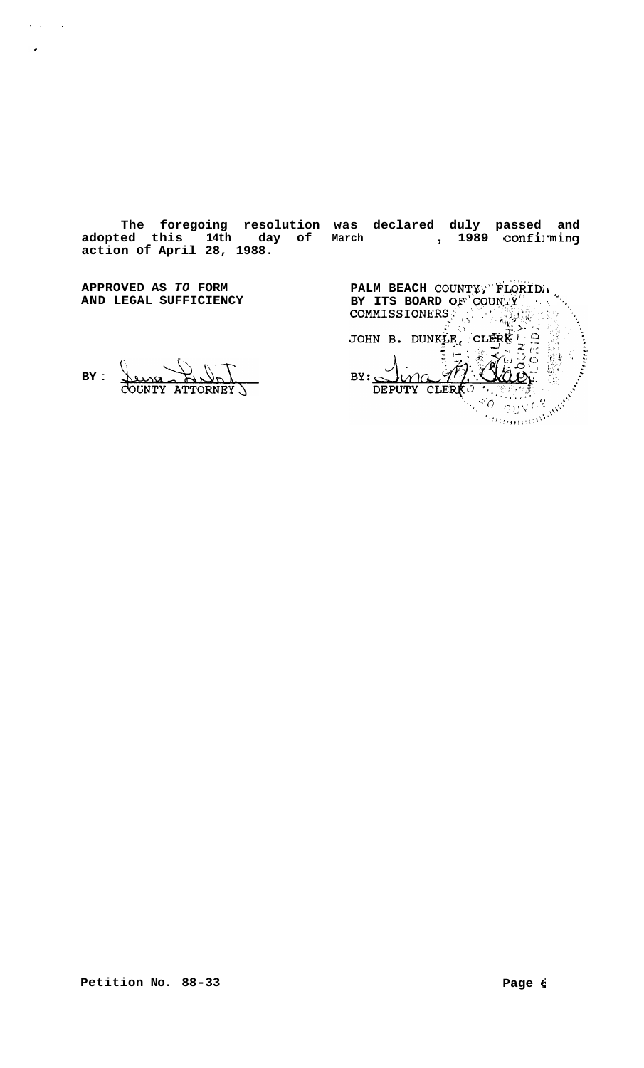The foregoing resolution was declared duly passed and adopted this 14th day of March, 1989 confirming action of April 28, 1988.

APPROVED AS *TO* FORM
AND LEGAL SUFFICIENCY

BY: ____________________
COUNTY ATTORNEY

PALM BEACH COUNTY, FLORIDA
BY ITS BOARD OF COUNTY
COMMISSIONERS

JOHN B. DUNKLE, CLERK

BY: ____________________
DEPUTY CLERK

Petition No. 88-33